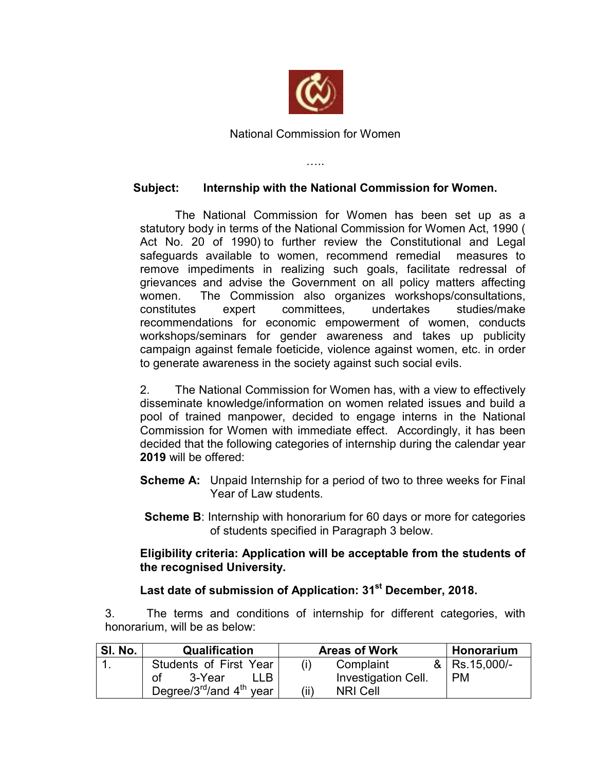National Commission for Women

…..

**Subject: Internship with the National Commission for Women.**

The National Commission for Women has been set up as a statutory body in terms of the National Commission for Women Act, 1990 ( Act No. 20 of 1990) to further review the Constitutional and Legal safeguards available to women, recommend remedial measures to remove impediments in realizing such goals, facilitate redressal of grievances and advise the Government on all policy matters affecting women. The Commission also organizes workshops/consultations, constitutes expert committees, undertakes studies/make recommendations for economic empowerment of women, conducts workshops/seminars for gender awareness and takes up publicity campaign against female foeticide, violence against women, etc. in order to generate awareness in the society against such social evils.

2. The National Commission for Women has, with a view to effectively disseminate knowledge/information on women related issues and build a pool of trained manpower, decided to engage interns in the National Commission for Women with immediate effect. Accordingly, it has been decided that the following categories of internship during the calendar year **2019** will be offered:

**Scheme A:** Unpaid Internship for a period of two to three weeks for Final Year of Law students.

**Scheme B**: Internship with honorarium for 60 days or more for categories of students specified in Paragraph 3 below.

**Eligibility criteria: Application will be acceptable from the students of the recognised University.**

**Last date of submission of Application: 31st December, 2018.**

3. The terms and conditions of internship for different categories, with honorarium, will be as below:

| Sl. No. | Qualification | Areas of Work | Honorarium |
|---|---|---|---|
| 1. | Students of First Year of 3-Year LLB Degree/3rd/and 4th year | (i) Complaint & Investigation Cell.<br>(ii) NRI Cell | Rs.15,000/- PM |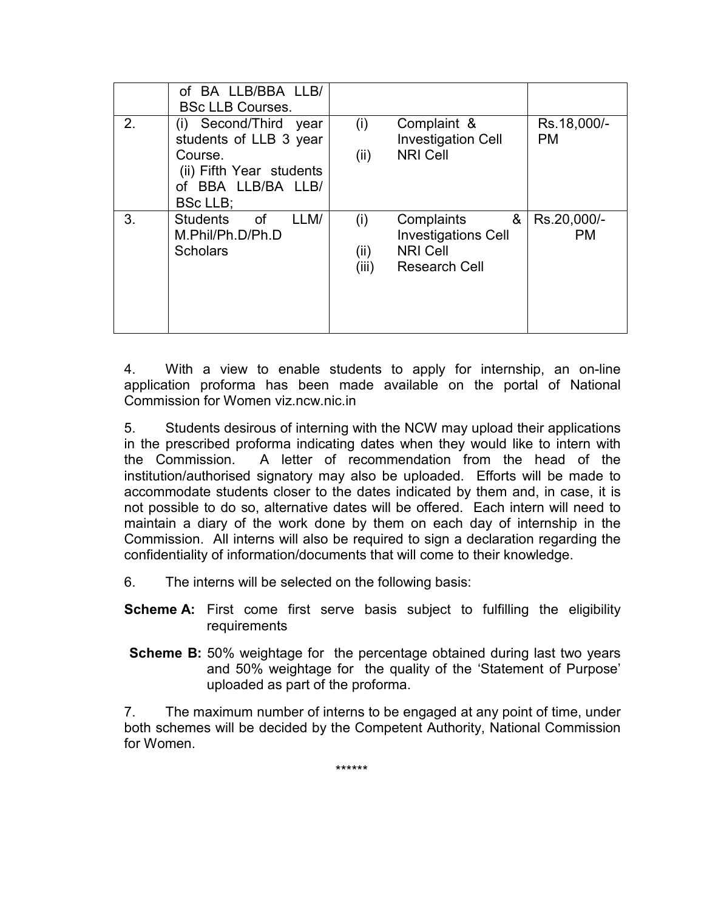| | | | |
|---|---|---|---|
| | of BA LLB/BBA LLB/ BSc LLB Courses. | | |
| 2. | (i) Second/Third year students of LLB 3 year Course.<br>(ii) Fifth Year students of BBA LLB/BA LLB/ BSc LLB; | (i) Complaint & Investigation Cell<br>(ii) NRI Cell | Rs.18,000/- PM |
| 3. | Students of LLM/ M.Phil/Ph.D/Ph.D Scholars | (i) Complaints & Investigations Cell<br>(ii) NRI Cell<br>(iii) Research Cell | Rs.20,000/- PM |

4. With a view to enable students to apply for internship, an on-line application proforma has been made available on the portal of National Commission for Women viz.ncw.nic.in

5. Students desirous of interning with the NCW may upload their applications in the prescribed proforma indicating dates when they would like to intern with the Commission. A letter of recommendation from the head of the institution/authorised signatory may also be uploaded. Efforts will be made to accommodate students closer to the dates indicated by them and, in case, it is not possible to do so, alternative dates will be offered. Each intern will need to maintain a diary of the work done by them on each day of internship in the Commission. All interns will also be required to sign a declaration regarding the confidentiality of information/documents that will come to their knowledge.

6. The interns will be selected on the following basis:

**Scheme A:** First come first serve basis subject to fulfilling the eligibility requirements

**Scheme B:** 50% weightage for the percentage obtained during last two years and 50% weightage for the quality of the 'Statement of Purpose' uploaded as part of the proforma.

7. The maximum number of interns to be engaged at any point of time, under both schemes will be decided by the Competent Authority, National Commission for Women.

******